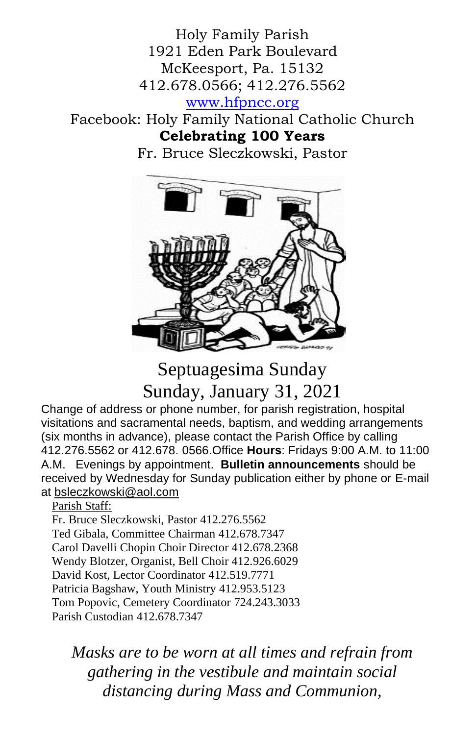Holy Family Parish
1921 Eden Park Boulevard
McKeesport, Pa. 15132
412.678.0566; 412.276.5562
www.hfpncc.org
Facebook: Holy Family National Catholic Church

**Celebrating 100 Years**

Fr. Bruce Sleczkowski, Pastor

# Septuagesima Sunday
## Sunday, January 31, 2021

Change of address or phone number, for parish registration, hospital visitations and sacramental needs, baptism, and wedding arrangements (six months in advance), please contact the Parish Office by calling 412.276.5562 or 412.678. 0566.Office **Hours**: Fridays 9:00 A.M. to 11:00 A.M. Evenings by appointment. **Bulletin announcements** should be received by Wednesday for Sunday publication either by phone or E-mail at bsleczkowski@aol.com

Parish Staff:

Fr. Bruce Sleczkowski, Pastor 412.276.5562
Ted Gibala, Committee Chairman 412.678.7347
Carol Davelli Chopin Choir Director 412.678.2368
Wendy Blotzer, Organist, Bell Choir 412.926.6029
David Kost, Lector Coordinator 412.519.7771
Patricia Bagshaw, Youth Ministry 412.953.5123
Tom Popovic, Cemetery Coordinator 724.243.3033
Parish Custodian 412.678.7347

*Masks are to be worn at all times and refrain from gathering in the vestibule and maintain social distancing during Mass and Communion,*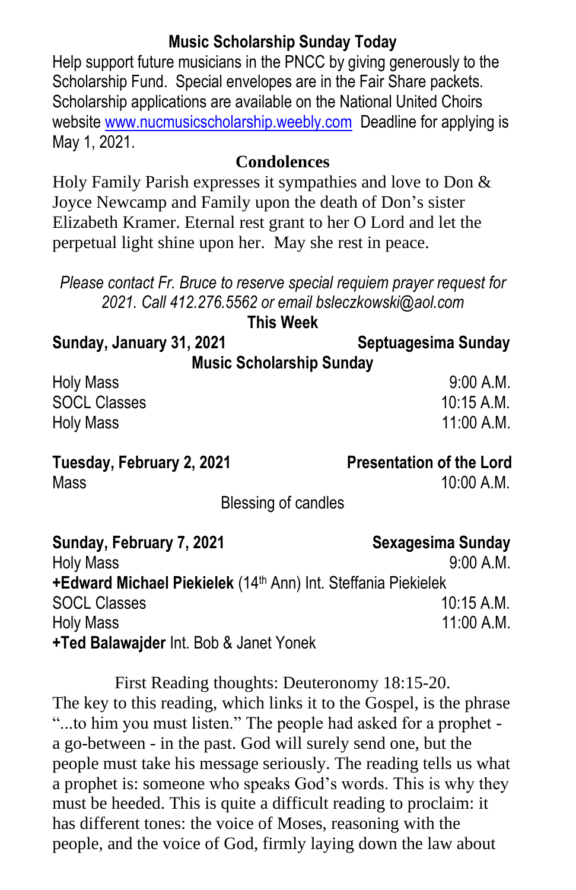## Music Scholarship Sunday Today

Help support future musicians in the PNCC by giving generously to the Scholarship Fund. Special envelopes are in the Fair Share packets. Scholarship applications are available on the National United Choirs website www.nucmusicscholarship.weebly.com Deadline for applying is May 1, 2021.

## Condolences

Holy Family Parish expresses it sympathies and love to Don & Joyce Newcamp and Family upon the death of Don's sister Elizabeth Kramer. Eternal rest grant to her O Lord and let the perpetual light shine upon her. May she rest in peace.

*Please contact Fr. Bruce to reserve special requiem prayer request for 2021. Call 412.276.5562 or email bsleczkowski@aol.com*

## This Week

**Sunday, January 31, 2021** — **Septuagesima Sunday**

**Music Scholarship Sunday**

Holy Mass 9:00 A.M.
SOCL Classes 10:15 A.M.
Holy Mass 11:00 A.M.

**Tuesday, February 2, 2021** — **Presentation of the Lord**

Mass 10:00 A.M.
Blessing of candles

**Sunday, February 7, 2021** — **Sexagesima Sunday**

Holy Mass 9:00 A.M.
**+Edward Michael Piekielek** (14th Ann) Int. Steffania Piekielek
SOCL Classes 10:15 A.M.
Holy Mass 11:00 A.M.
**+Ted Balawajder** Int. Bob & Janet Yonek

First Reading thoughts: Deuteronomy 18:15-20.

The key to this reading, which links it to the Gospel, is the phrase "...to him you must listen." The people had asked for a prophet - a go-between - in the past. God will surely send one, but the people must take his message seriously. The reading tells us what a prophet is: someone who speaks God's words. This is why they must be heeded. This is quite a difficult reading to proclaim: it has different tones: the voice of Moses, reasoning with the people, and the voice of God, firmly laying down the law about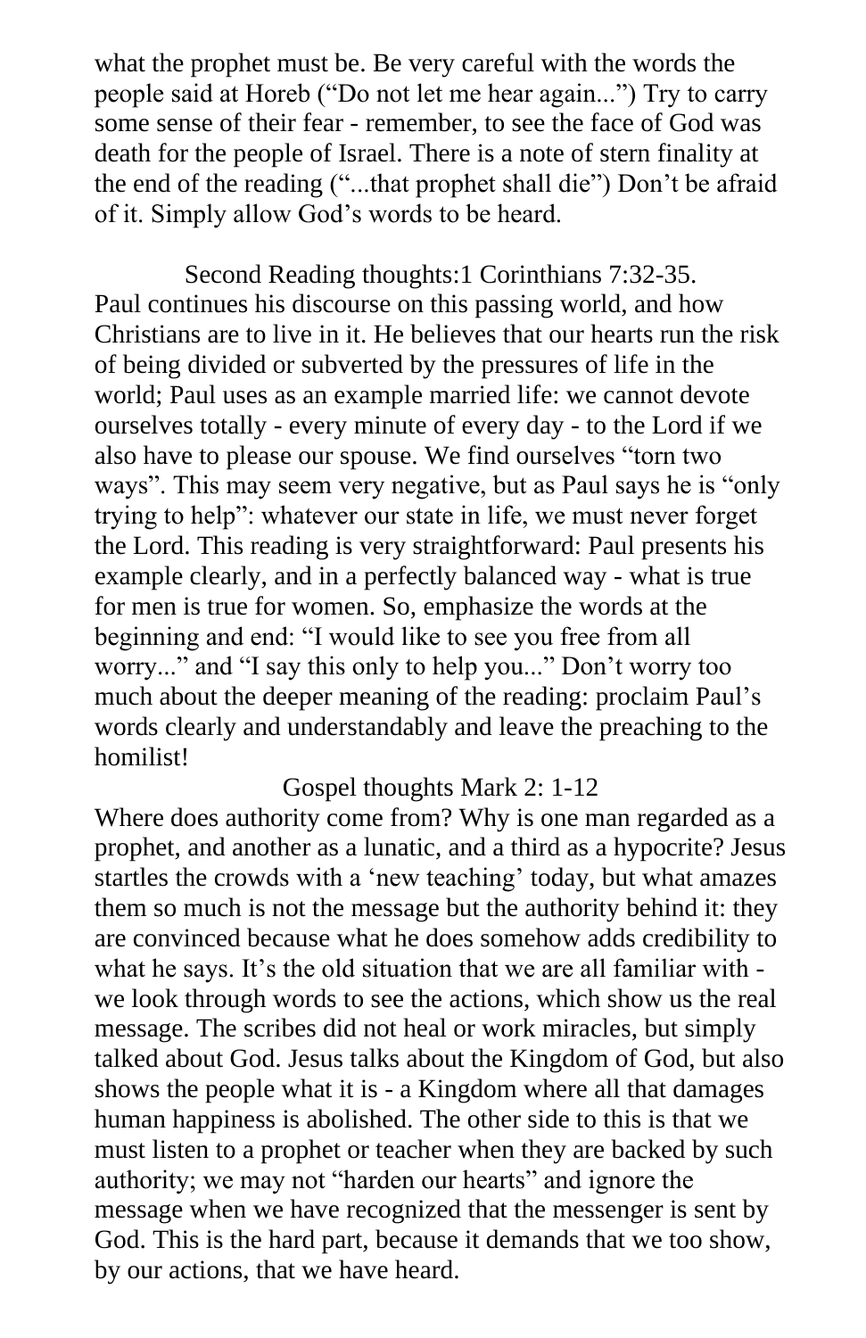what the prophet must be. Be very careful with the words the people said at Horeb ("Do not let me hear again...") Try to carry some sense of their fear - remember, to see the face of God was death for the people of Israel. There is a note of stern finality at the end of the reading ("...that prophet shall die") Don't be afraid of it. Simply allow God's words to be heard.

### Second Reading thoughts:1 Corinthians 7:32-35.

Paul continues his discourse on this passing world, and how Christians are to live in it. He believes that our hearts run the risk of being divided or subverted by the pressures of life in the world; Paul uses as an example married life: we cannot devote ourselves totally - every minute of every day - to the Lord if we also have to please our spouse. We find ourselves "torn two ways". This may seem very negative, but as Paul says he is "only trying to help": whatever our state in life, we must never forget the Lord. This reading is very straightforward: Paul presents his example clearly, and in a perfectly balanced way - what is true for men is true for women. So, emphasize the words at the beginning and end: "I would like to see you free from all worry..." and "I say this only to help you..." Don't worry too much about the deeper meaning of the reading: proclaim Paul's words clearly and understandably and leave the preaching to the homilist!

### Gospel thoughts Mark 2: 1-12

Where does authority come from? Why is one man regarded as a prophet, and another as a lunatic, and a third as a hypocrite? Jesus startles the crowds with a 'new teaching' today, but what amazes them so much is not the message but the authority behind it: they are convinced because what he does somehow adds credibility to what he says. It's the old situation that we are all familiar with - we look through words to see the actions, which show us the real message. The scribes did not heal or work miracles, but simply talked about God. Jesus talks about the Kingdom of God, but also shows the people what it is - a Kingdom where all that damages human happiness is abolished. The other side to this is that we must listen to a prophet or teacher when they are backed by such authority; we may not "harden our hearts" and ignore the message when we have recognized that the messenger is sent by God. This is the hard part, because it demands that we too show, by our actions, that we have heard.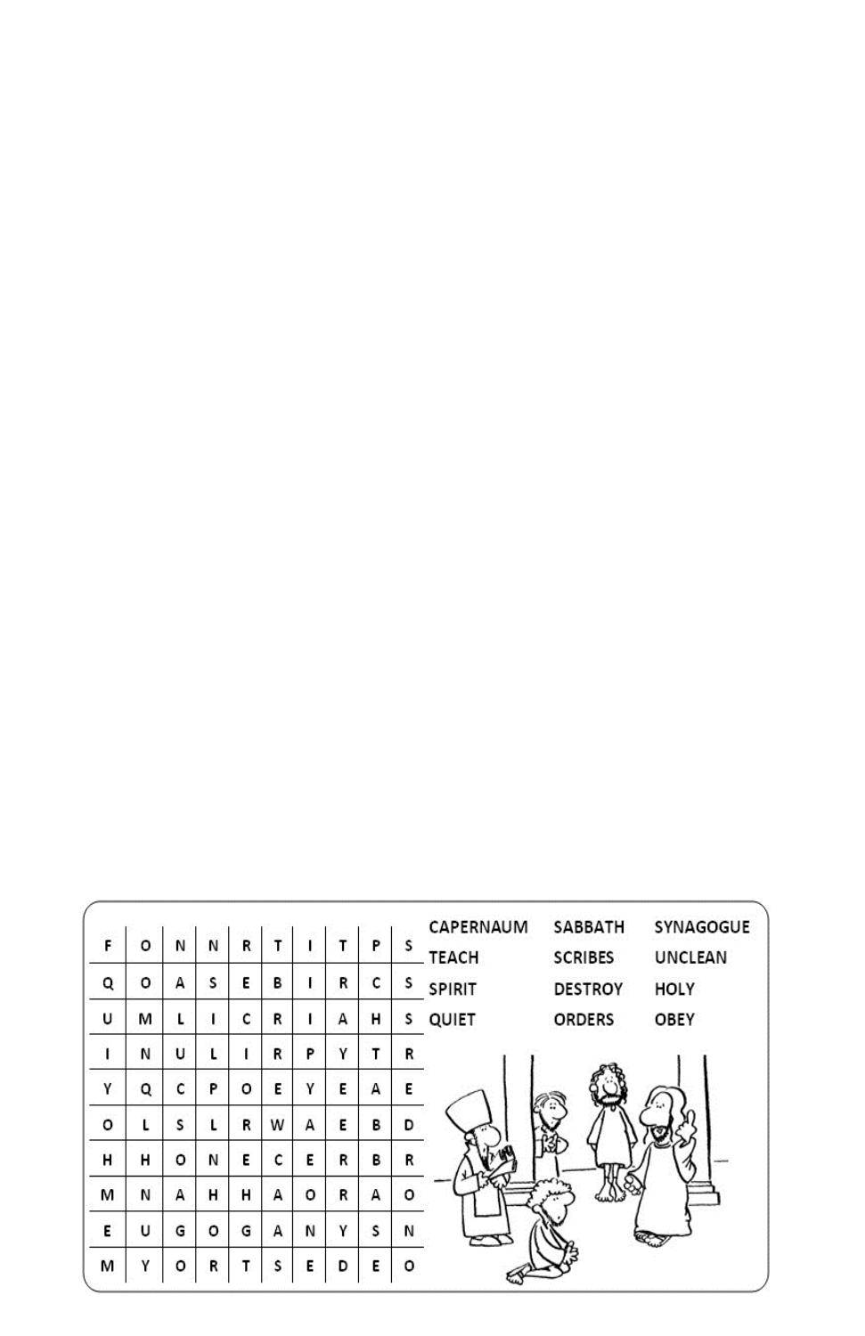| | | | | | | | | | |
|---|---|---|---|---|---|---|---|---|---|
| F | O | N | N | R | T | I | T | P | S |
| Q | O | A | S | E | B | I | R | C | S |
| U | M | L | I | C | R | I | A | H | S |
| I | N | U | L | I | R | P | Y | T | R |
| Y | Q | C | P | O | E | Y | E | A | E |
| O | L | S | L | R | W | A | E | B | D |
| H | H | O | N | E | C | E | R | B | R |
| M | N | A | H | H | A | O | R | A | O |
| E | U | G | O | G | A | N | Y | S | N |
| M | Y | O | R | T | S | E | D | E | O |

| | | |
|---|---|---|
| CAPERNAUM | SABBATH | SYNAGOGUE |
| TEACH | SCRIBES | UNCLEAN |
| SPIRIT | DESTROY | HOLY |
| QUIET | ORDERS | OBEY |